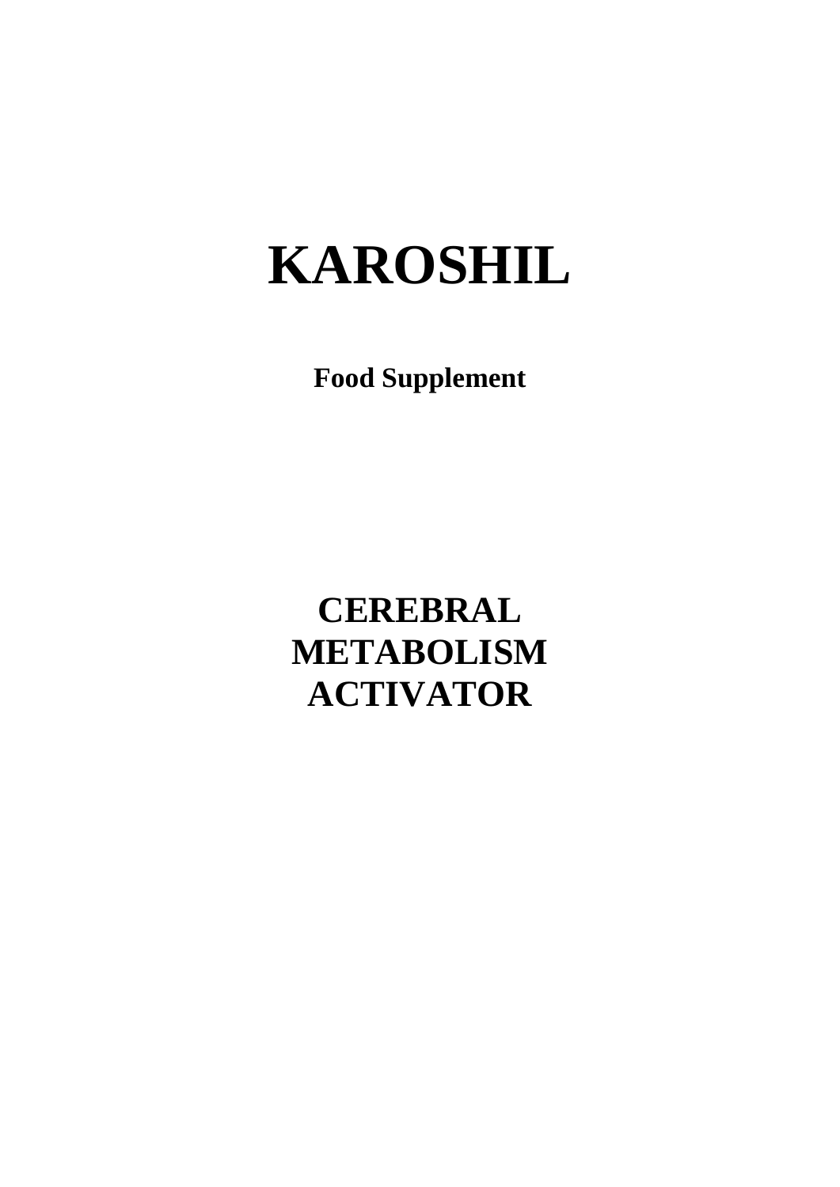# KAROSHIL

**Food Supplement**

## CEREBRAL METABOLISM ACTIVATOR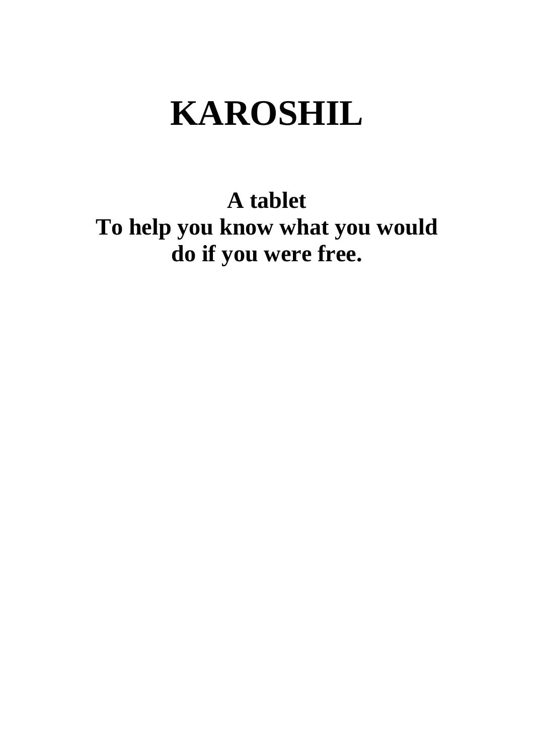# KAROSHIL

**A tablet**
**To help you know what you would do if you were free.**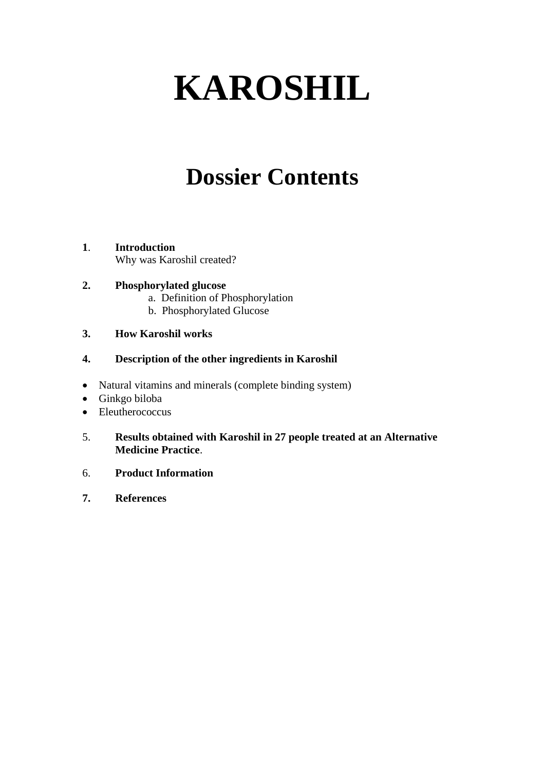# KAROSHIL

## Dossier Contents

1. **Introduction**
   Why was Karoshil created?

2. **Phosphorylated glucose**
   a. Definition of Phosphorylation
   b. Phosphorylated Glucose

3. **How Karoshil works**

4. **Description of the other ingredients in Karoshil**

- Natural vitamins and minerals (complete binding system)
- Ginkgo biloba
- Eleutherococcus

5. **Results obtained with Karoshil in 27 people treated at an Alternative Medicine Practice**.

6. **Product Information**

7. **References**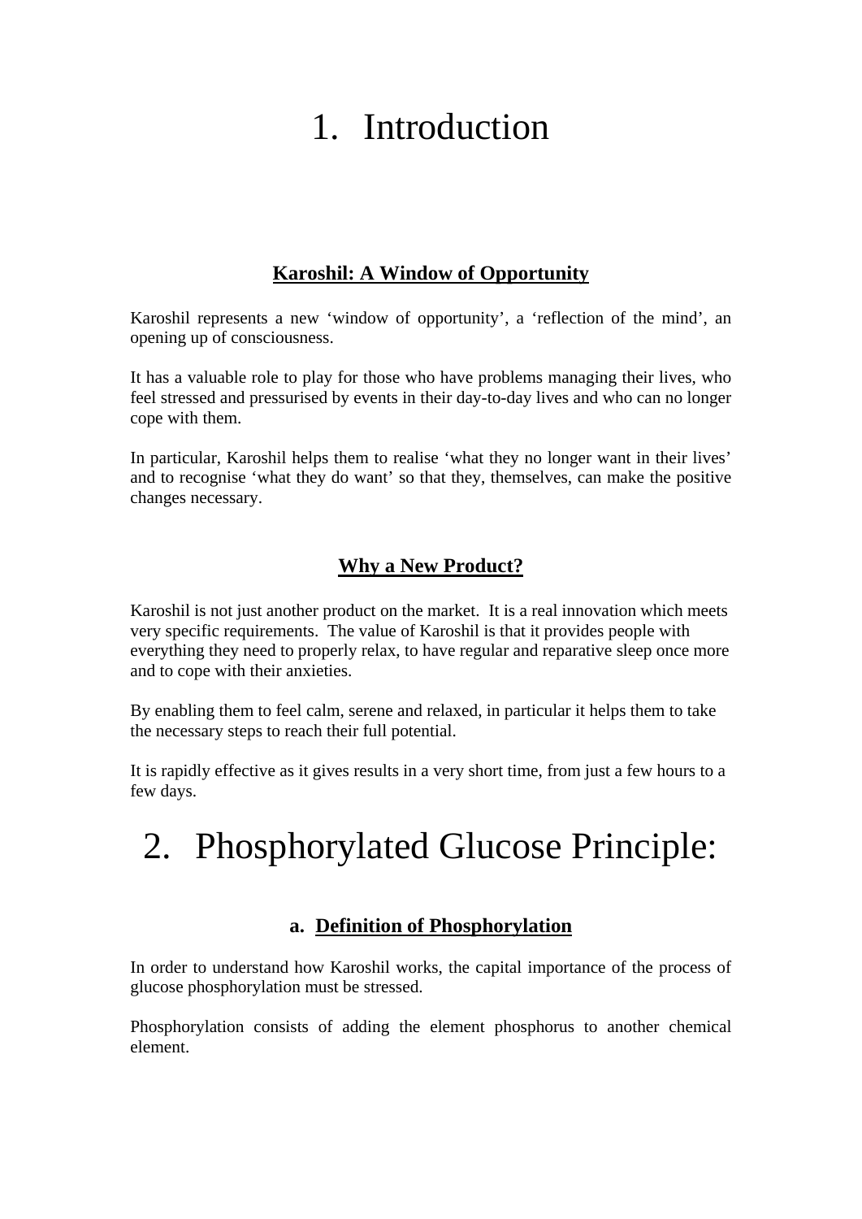# 1. Introduction

## Karoshil: A Window of Opportunity

Karoshil represents a new 'window of opportunity', a 'reflection of the mind', an opening up of consciousness.

It has a valuable role to play for those who have problems managing their lives, who feel stressed and pressurised by events in their day-to-day lives and who can no longer cope with them.

In particular, Karoshil helps them to realise 'what they no longer want in their lives' and to recognise 'what they do want' so that they, themselves, can make the positive changes necessary.

## Why a New Product?

Karoshil is not just another product on the market. It is a real innovation which meets very specific requirements. The value of Karoshil is that it provides people with everything they need to properly relax, to have regular and reparative sleep once more and to cope with their anxieties.

By enabling them to feel calm, serene and relaxed, in particular it helps them to take the necessary steps to reach their full potential.

It is rapidly effective as it gives results in a very short time, from just a few hours to a few days.

# 2. Phosphorylated Glucose Principle:

## a. Definition of Phosphorylation

In order to understand how Karoshil works, the capital importance of the process of glucose phosphorylation must be stressed.

Phosphorylation consists of adding the element phosphorus to another chemical element.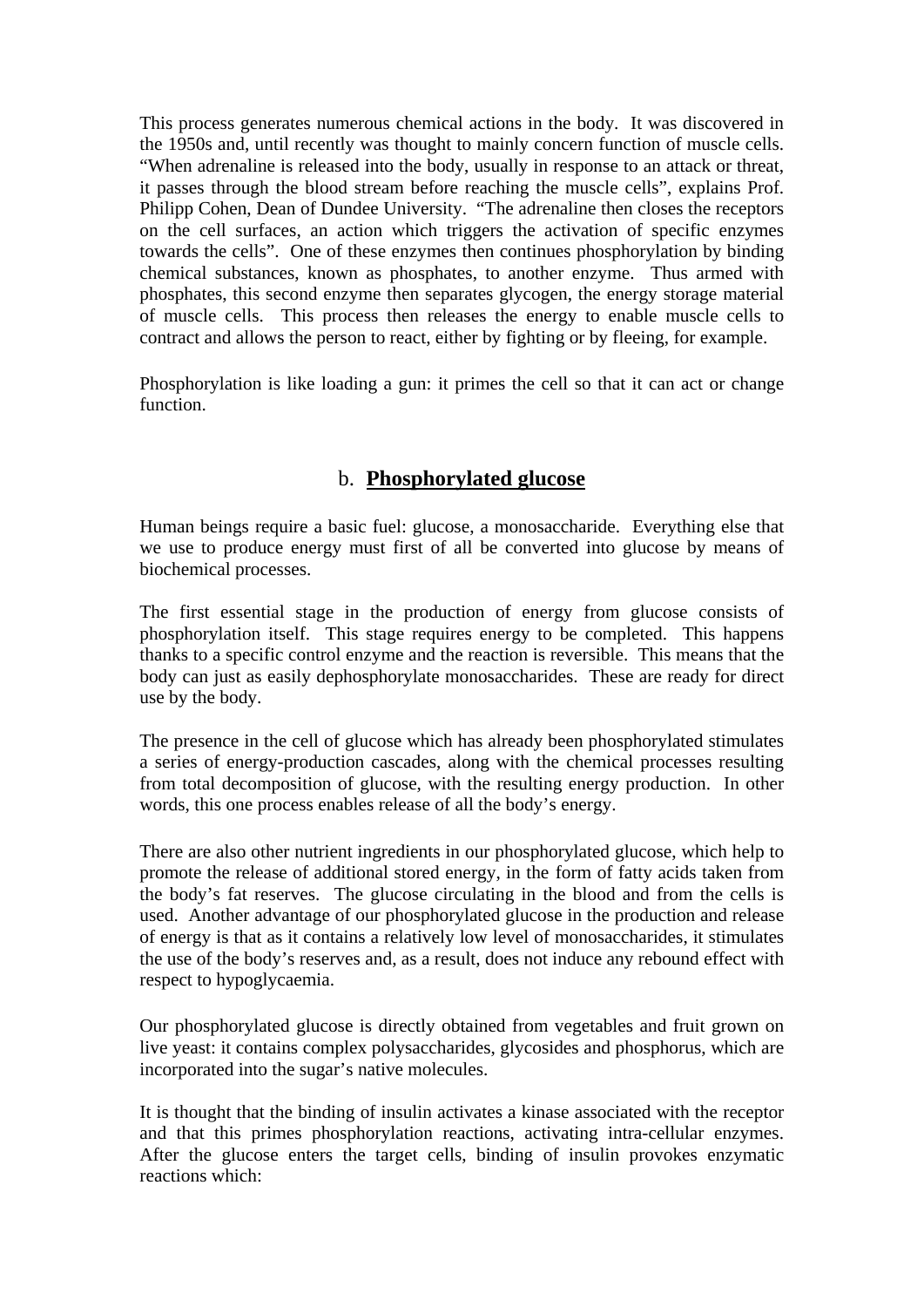This process generates numerous chemical actions in the body. It was discovered in the 1950s and, until recently was thought to mainly concern function of muscle cells. “When adrenaline is released into the body, usually in response to an attack or threat, it passes through the blood stream before reaching the muscle cells”, explains Prof. Philipp Cohen, Dean of Dundee University. “The adrenaline then closes the receptors on the cell surfaces, an action which triggers the activation of specific enzymes towards the cells”. One of these enzymes then continues phosphorylation by binding chemical substances, known as phosphates, to another enzyme. Thus armed with phosphates, this second enzyme then separates glycogen, the energy storage material of muscle cells. This process then releases the energy to enable muscle cells to contract and allows the person to react, either by fighting or by fleeing, for example.

Phosphorylation is like loading a gun: it primes the cell so that it can act or change function.

## b. **Phosphorylated glucose**

Human beings require a basic fuel: glucose, a monosaccharide. Everything else that we use to produce energy must first of all be converted into glucose by means of biochemical processes.

The first essential stage in the production of energy from glucose consists of phosphorylation itself. This stage requires energy to be completed. This happens thanks to a specific control enzyme and the reaction is reversible. This means that the body can just as easily dephosphorylate monosaccharides. These are ready for direct use by the body.

The presence in the cell of glucose which has already been phosphorylated stimulates a series of energy-production cascades, along with the chemical processes resulting from total decomposition of glucose, with the resulting energy production. In other words, this one process enables release of all the body’s energy.

There are also other nutrient ingredients in our phosphorylated glucose, which help to promote the release of additional stored energy, in the form of fatty acids taken from the body’s fat reserves. The glucose circulating in the blood and from the cells is used. Another advantage of our phosphorylated glucose in the production and release of energy is that as it contains a relatively low level of monosaccharides, it stimulates the use of the body’s reserves and, as a result, does not induce any rebound effect with respect to hypoglycaemia.

Our phosphorylated glucose is directly obtained from vegetables and fruit grown on live yeast: it contains complex polysaccharides, glycosides and phosphorus, which are incorporated into the sugar’s native molecules.

It is thought that the binding of insulin activates a kinase associated with the receptor and that this primes phosphorylation reactions, activating intra-cellular enzymes. After the glucose enters the target cells, binding of insulin provokes enzymatic reactions which: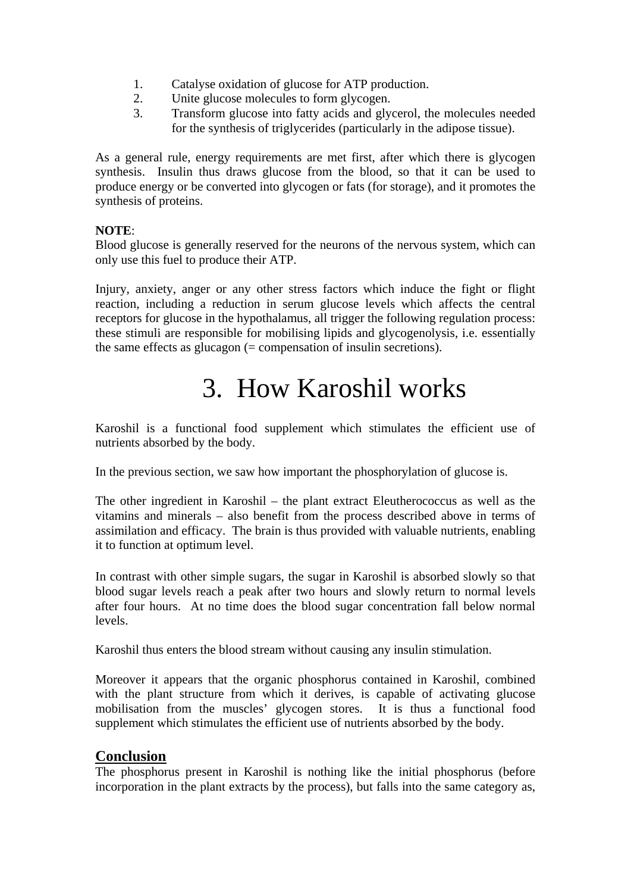1. Catalyse oxidation of glucose for ATP production.
2. Unite glucose molecules to form glycogen.
3. Transform glucose into fatty acids and glycerol, the molecules needed for the synthesis of triglycerides (particularly in the adipose tissue).

As a general rule, energy requirements are met first, after which there is glycogen synthesis. Insulin thus draws glucose from the blood, so that it can be used to produce energy or be converted into glycogen or fats (for storage), and it promotes the synthesis of proteins.

**NOTE**:
Blood glucose is generally reserved for the neurons of the nervous system, which can only use this fuel to produce their ATP.

Injury, anxiety, anger or any other stress factors which induce the fight or flight reaction, including a reduction in serum glucose levels which affects the central receptors for glucose in the hypothalamus, all trigger the following regulation process: these stimuli are responsible for mobilising lipids and glycogenolysis, i.e. essentially the same effects as glucagon (= compensation of insulin secretions).

# 3. How Karoshil works

Karoshil is a functional food supplement which stimulates the efficient use of nutrients absorbed by the body.

In the previous section, we saw how important the phosphorylation of glucose is.

The other ingredient in Karoshil – the plant extract Eleutherococcus as well as the vitamins and minerals – also benefit from the process described above in terms of assimilation and efficacy. The brain is thus provided with valuable nutrients, enabling it to function at optimum level.

In contrast with other simple sugars, the sugar in Karoshil is absorbed slowly so that blood sugar levels reach a peak after two hours and slowly return to normal levels after four hours. At no time does the blood sugar concentration fall below normal levels.

Karoshil thus enters the blood stream without causing any insulin stimulation.

Moreover it appears that the organic phosphorus contained in Karoshil, combined with the plant structure from which it derives, is capable of activating glucose mobilisation from the muscles' glycogen stores. It is thus a functional food supplement which stimulates the efficient use of nutrients absorbed by the body.

## Conclusion

The phosphorus present in Karoshil is nothing like the initial phosphorus (before incorporation in the plant extracts by the process), but falls into the same category as,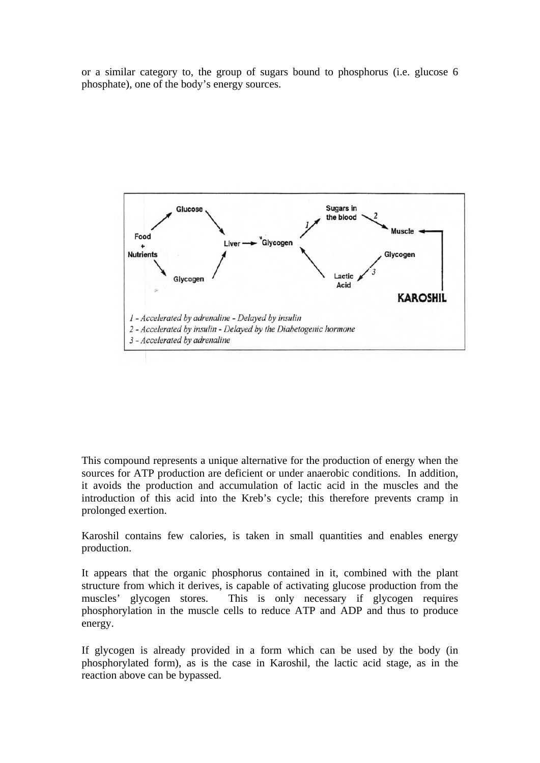or a similar category to, the group of sugars bound to phosphorus (i.e. glucose 6 phosphate), one of the body's energy sources.

*1 - Accelerated by adrenaline - Delayed by insulin*
*2 - Accelerated by insulin - Delayed by the Diabetogenic hormone*
*3 - Accelerated by adrenaline*

This compound represents a unique alternative for the production of energy when the sources for ATP production are deficient or under anaerobic conditions. In addition, it avoids the production and accumulation of lactic acid in the muscles and the introduction of this acid into the Kreb's cycle; this therefore prevents cramp in prolonged exertion.

Karoshil contains few calories, is taken in small quantities and enables energy production.

It appears that the organic phosphorus contained in it, combined with the plant structure from which it derives, is capable of activating glucose production from the muscles' glycogen stores. This is only necessary if glycogen requires phosphorylation in the muscle cells to reduce ATP and ADP and thus to produce energy.

If glycogen is already provided in a form which can be used by the body (in phosphorylated form), as is the case in Karoshil, the lactic acid stage, as in the reaction above can be bypassed.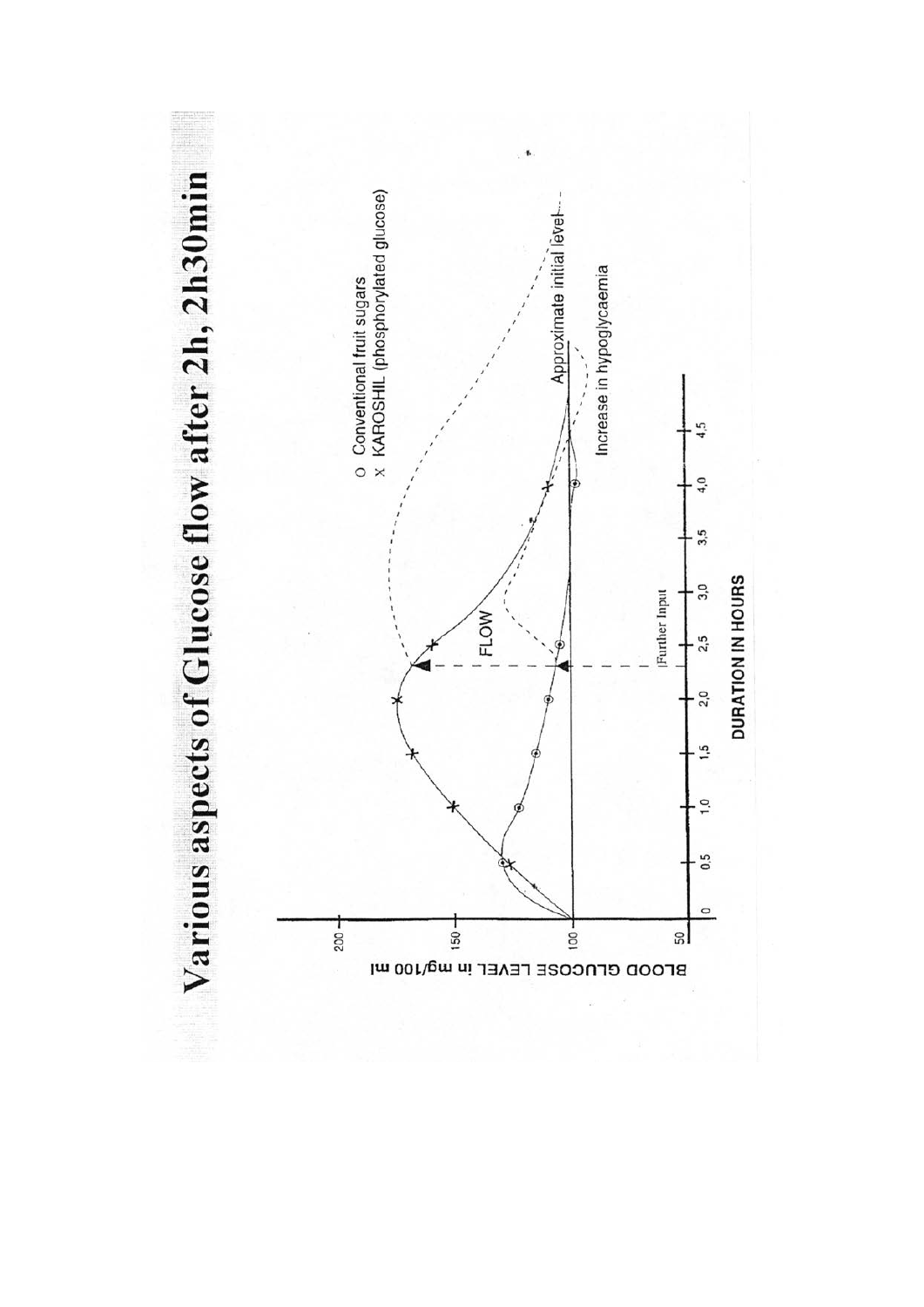# Various aspects of Glucose flow after 2h, 2h30min

O Conventional fruit sugars
X KAROSHIL (phosphorylated glucose)

BLOOD GLUCOSE LEVEL in mg/100 ml

200
150
100
50

0 0,5 1,0 1,5 2,0 2,5 3,0 3,5 4,0 4,5

DURATION IN HOURS

FLOW

Further Input

Approximate initial level

Increase in hypoglycaemia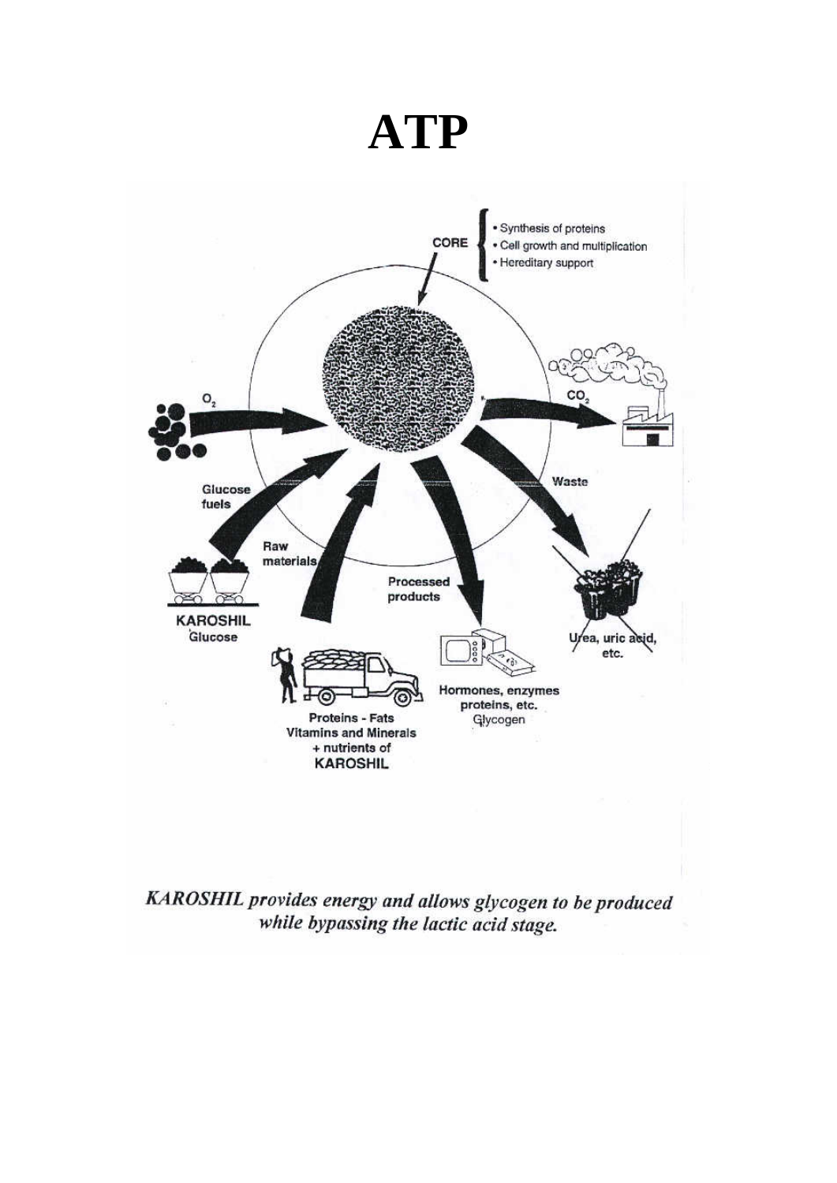# ATP

CORE
- Synthesis of proteins
- Cell growth and multiplication
- Hereditary support

$O_2$

$CO_2$

Glucose fuels

Waste

Raw materials

Processed products

KAROSHIL
Glucose

Urea, uric acid, etc.

Proteins - Fats
Vitamins and Minerals
+ nutrients of
KAROSHIL

Hormones, enzymes
proteins, etc.
Glycogen

*KAROSHIL provides energy and allows glycogen to be produced while bypassing the lactic acid stage.*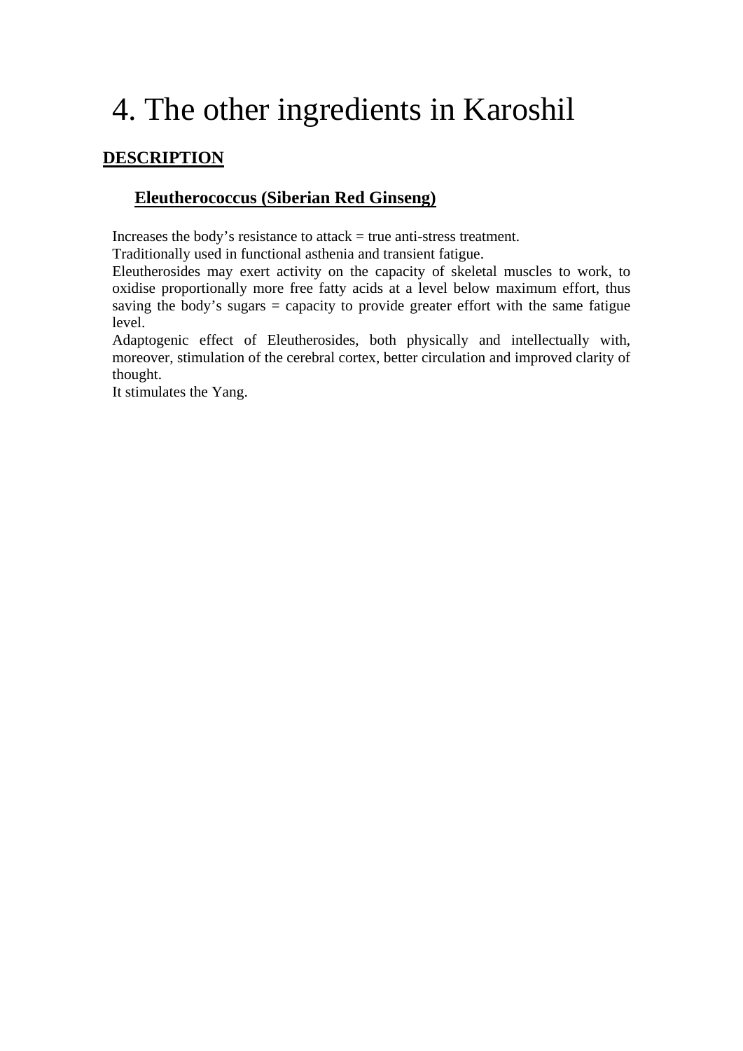# 4. The other ingredients in Karoshil

## DESCRIPTION

### Eleutherococcus (Siberian Red Ginseng)

Increases the body's resistance to attack = true anti-stress treatment.
Traditionally used in functional asthenia and transient fatigue.
Eleutherosides may exert activity on the capacity of skeletal muscles to work, to oxidise proportionally more free fatty acids at a level below maximum effort, thus saving the body's sugars = capacity to provide greater effort with the same fatigue level.
Adaptogenic effect of Eleutherosides, both physically and intellectually with, moreover, stimulation of the cerebral cortex, better circulation and improved clarity of thought.
It stimulates the Yang.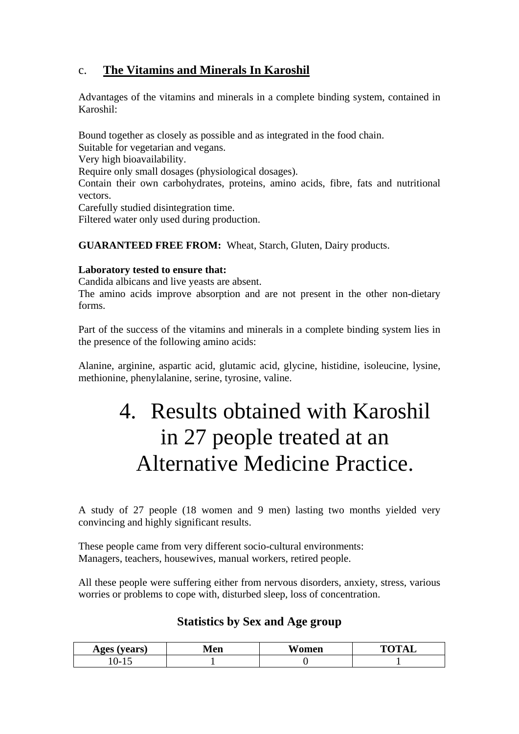### c. The Vitamins and Minerals In Karoshil

Advantages of the vitamins and minerals in a complete binding system, contained in Karoshil:

Bound together as closely as possible and as integrated in the food chain.
Suitable for vegetarian and vegans.
Very high bioavailability.
Require only small dosages (physiological dosages).
Contain their own carbohydrates, proteins, amino acids, fibre, fats and nutritional vectors.
Carefully studied disintegration time.
Filtered water only used during production.

**GUARANTEED FREE FROM:** Wheat, Starch, Gluten, Dairy products.

**Laboratory tested to ensure that:**
Candida albicans and live yeasts are absent.
The amino acids improve absorption and are not present in the other non-dietary forms.

Part of the success of the vitamins and minerals in a complete binding system lies in the presence of the following amino acids:

Alanine, arginine, aspartic acid, glutamic acid, glycine, histidine, isoleucine, lysine, methionine, phenylalanine, serine, tyrosine, valine.

# 4. Results obtained with Karoshil in 27 people treated at an Alternative Medicine Practice.

A study of 27 people (18 women and 9 men) lasting two months yielded very convincing and highly significant results.

These people came from very different socio-cultural environments:
Managers, teachers, housewives, manual workers, retired people.

All these people were suffering either from nervous disorders, anxiety, stress, various worries or problems to cope with, disturbed sleep, loss of concentration.

### Statistics by Sex and Age group

| Ages (years) | Men | Women | TOTAL |
|---|---|---|---|
| 10-15 | 1 | 0 | 1 |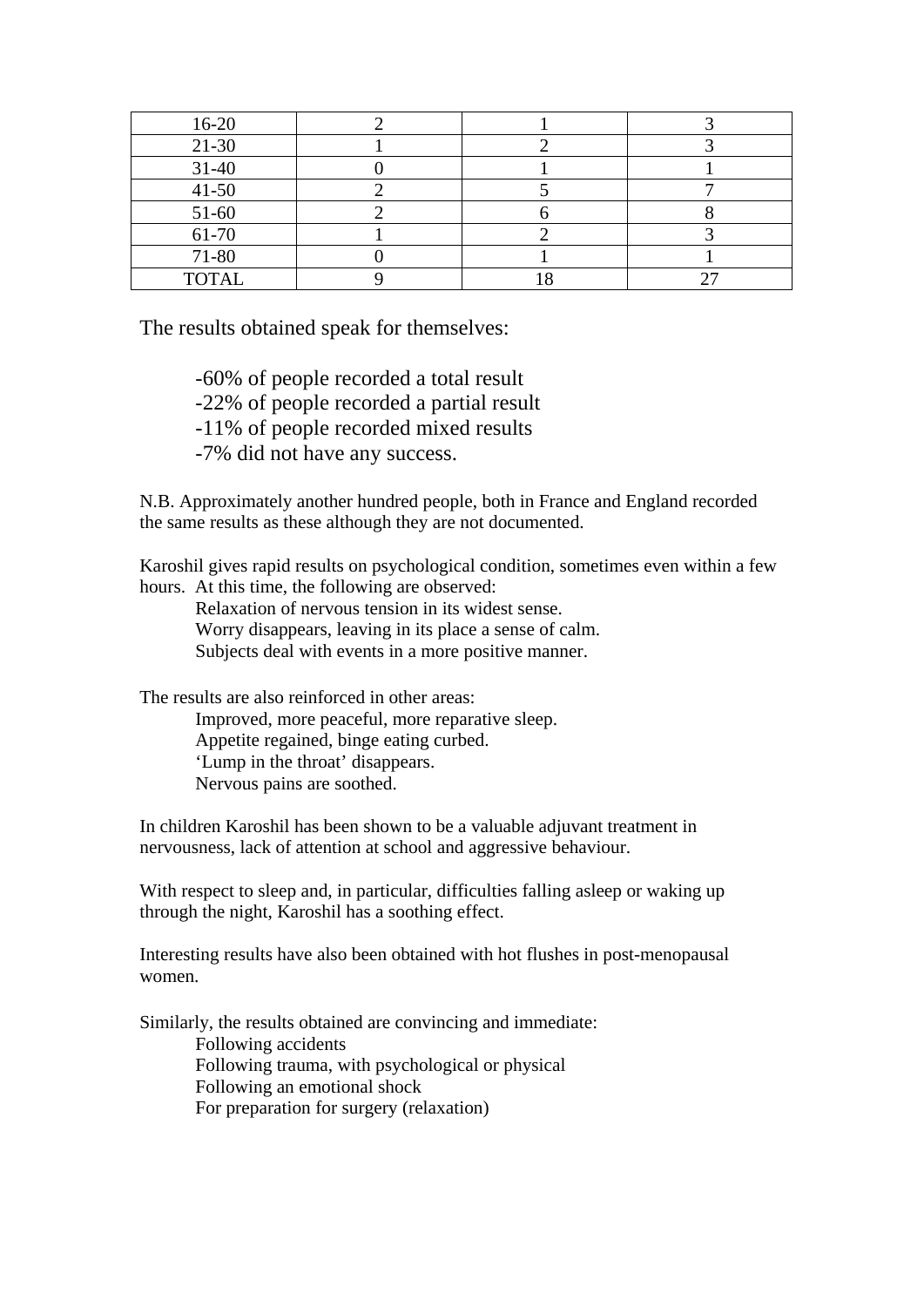| 16-20 | 2 | 1 | 3 |
|---|---|---|---|
| 21-30 | 1 | 2 | 3 |
| 31-40 | 0 | 1 | 1 |
| 41-50 | 2 | 5 | 7 |
| 51-60 | 2 | 6 | 8 |
| 61-70 | 1 | 2 | 3 |
| 71-80 | 0 | 1 | 1 |
| TOTAL | 9 | 18 | 27 |

The results obtained speak for themselves:

- -60% of people recorded a total result
- -22% of people recorded a partial result
- -11% of people recorded mixed results
- -7% did not have any success.

N.B. Approximately another hundred people, both in France and England recorded the same results as these although they are not documented.

Karoshil gives rapid results on psychological condition, sometimes even within a few hours. At this time, the following are observed:

- Relaxation of nervous tension in its widest sense.
- Worry disappears, leaving in its place a sense of calm.
- Subjects deal with events in a more positive manner.

The results are also reinforced in other areas:

- Improved, more peaceful, more reparative sleep.
- Appetite regained, binge eating curbed.
- 'Lump in the throat' disappears.
- Nervous pains are soothed.

In children Karoshil has been shown to be a valuable adjuvant treatment in nervousness, lack of attention at school and aggressive behaviour.

With respect to sleep and, in particular, difficulties falling asleep or waking up through the night, Karoshil has a soothing effect.

Interesting results have also been obtained with hot flushes in post-menopausal women.

Similarly, the results obtained are convincing and immediate:

- Following accidents
- Following trauma, with psychological or physical
- Following an emotional shock
- For preparation for surgery (relaxation)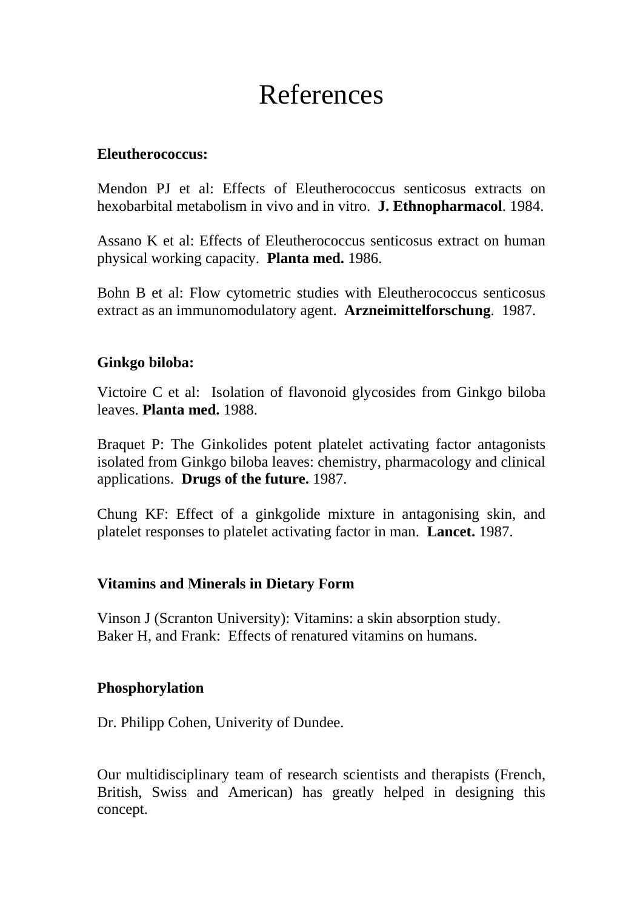# References

**Eleutherococcus:**

Mendon PJ et al: Effects of Eleutherococcus senticosus extracts on hexobarbital metabolism in vivo and in vitro. **J. Ethnopharmacol**. 1984.

Assano K et al: Effects of Eleutherococcus senticosus extract on human physical working capacity. **Planta med.** 1986.

Bohn B et al: Flow cytometric studies with Eleutherococcus senticosus extract as an immunomodulatory agent. **Arzneimittelforschung**. 1987.

**Ginkgo biloba:**

Victoire C et al: Isolation of flavonoid glycosides from Ginkgo biloba leaves. **Planta med.** 1988.

Braquet P: The Ginkolides potent platelet activating factor antagonists isolated from Ginkgo biloba leaves: chemistry, pharmacology and clinical applications. **Drugs of the future.** 1987.

Chung KF: Effect of a ginkgolide mixture in antagonising skin, and platelet responses to platelet activating factor in man. **Lancet.** 1987.

**Vitamins and Minerals in Dietary Form**

Vinson J (Scranton University): Vitamins: a skin absorption study.
Baker H, and Frank: Effects of renatured vitamins on humans.

**Phosphorylation**

Dr. Philipp Cohen, Univerity of Dundee.

Our multidisciplinary team of research scientists and therapists (French, British, Swiss and American) has greatly helped in designing this concept.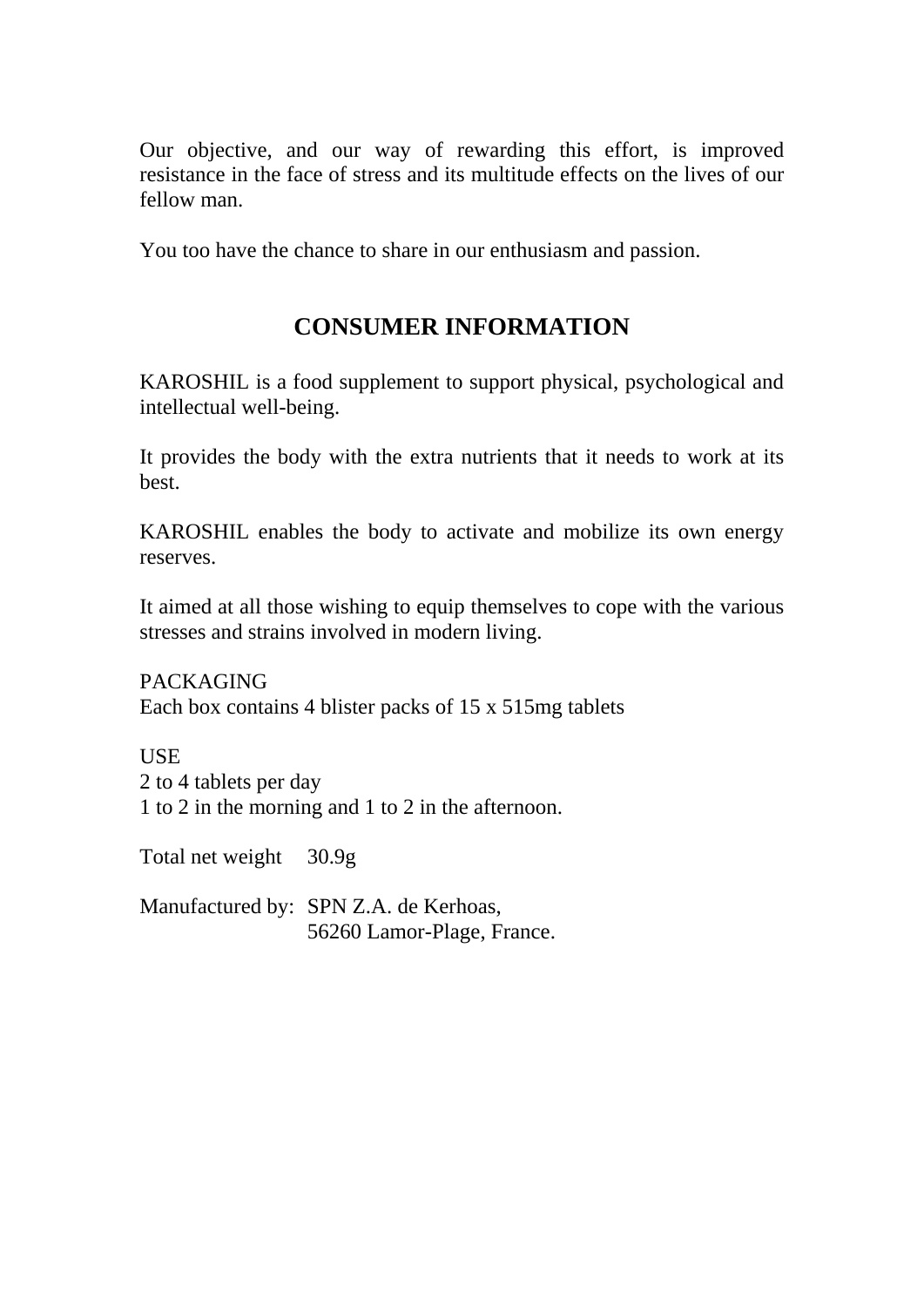Our objective, and our way of rewarding this effort, is improved resistance in the face of stress and its multitude effects on the lives of our fellow man.

You too have the chance to share in our enthusiasm and passion.

## CONSUMER INFORMATION

KAROSHIL is a food supplement to support physical, psychological and intellectual well-being.

It provides the body with the extra nutrients that it needs to work at its best.

KAROSHIL enables the body to activate and mobilize its own energy reserves.

It aimed at all those wishing to equip themselves to cope with the various stresses and strains involved in modern living.

PACKAGING
Each box contains 4 blister packs of 15 x 515mg tablets

USE
2 to 4 tablets per day
1 to 2 in the morning and 1 to 2 in the afternoon.

Total net weight 30.9g

Manufactured by: SPN Z.A. de Kerhoas,
56260 Lamor-Plage, France.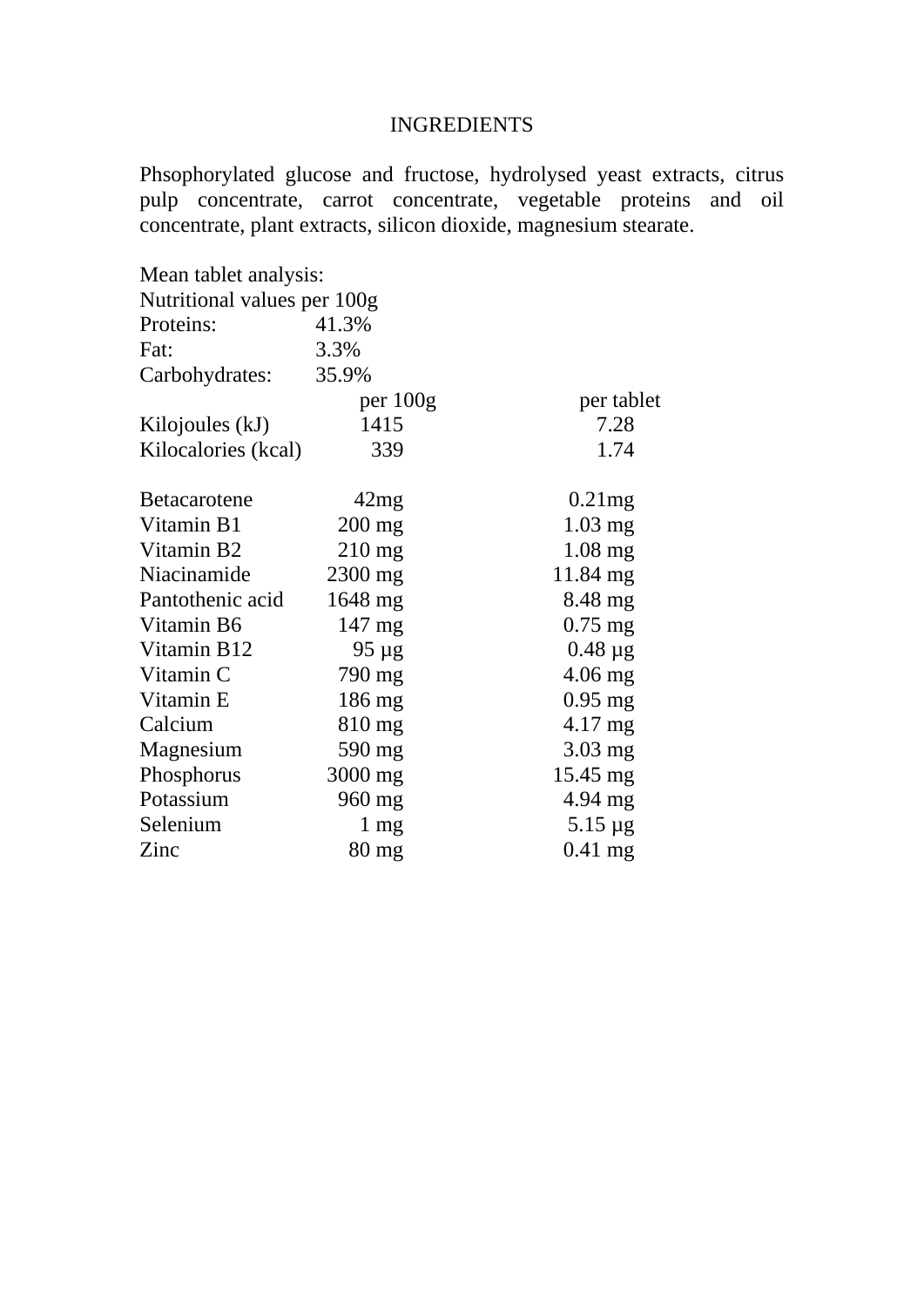# INGREDIENTS

Phsophorylated glucose and fructose, hydrolysed yeast extracts, citrus pulp concentrate, carrot concentrate, vegetable proteins and oil concentrate, plant extracts, silicon dioxide, magnesium stearate.

Mean tablet analysis:
Nutritional values per 100g

| | |
|---|---|
| Proteins: | 41.3% |
| Fat: | 3.3% |
| Carbohydrates: | 35.9% |

| | per 100g | per tablet |
|---|---|---|
| Kilojoules (kJ) | 1415 | 7.28 |
| Kilocalories (kcal) | 339 | 1.74 |
| | | |
| Betacarotene | 42mg | 0.21mg |
| Vitamin B1 | 200 mg | 1.03 mg |
| Vitamin B2 | 210 mg | 1.08 mg |
| Niacinamide | 2300 mg | 11.84 mg |
| Pantothenic acid | 1648 mg | 8.48 mg |
| Vitamin B6 | 147 mg | 0.75 mg |
| Vitamin B12 | 95 µg | 0.48 µg |
| Vitamin C | 790 mg | 4.06 mg |
| Vitamin E | 186 mg | 0.95 mg |
| Calcium | 810 mg | 4.17 mg |
| Magnesium | 590 mg | 3.03 mg |
| Phosphorus | 3000 mg | 15.45 mg |
| Potassium | 960 mg | 4.94 mg |
| Selenium | 1 mg | 5.15 µg |
| Zinc | 80 mg | 0.41 mg |